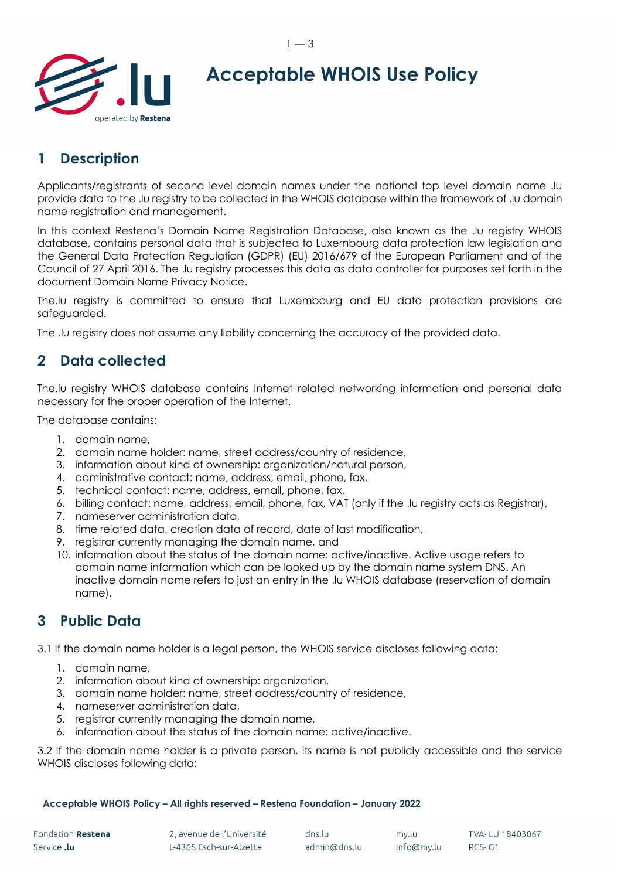# Acceptable WHOIS Use Policy

## 1 Description

Applicants/registrants of second level domain names under the national top level domain name .lu provide data to the .lu registry to be collected in the WHOIS database within the framework of .lu domain name registration and management.

In this context Restena's Domain Name Registration Database, also known as the .lu registry WHOIS database, contains personal data that is subjected to Luxembourg data protection law legislation and the General Data Protection Regulation (GDPR) (EU) 2016/679 of the European Parliament and of the Council of 27 April 2016. The .lu registry processes this data as data controller for purposes set forth in the document Domain Name Privacy Notice.

The.lu registry is committed to ensure that Luxembourg and EU data protection provisions are safeguarded.

The .lu registry does not assume any liability concerning the accuracy of the provided data.

## 2 Data collected

The.lu registry WHOIS database contains Internet related networking information and personal data necessary for the proper operation of the Internet.

The database contains:

1. domain name,
2. domain name holder: name, street address/country of residence,
3. information about kind of ownership: organization/natural person,
4. administrative contact: name, address, email, phone, fax,
5. technical contact: name, address, email, phone, fax,
6. billing contact: name, address, email, phone, fax, VAT (only if the .lu registry acts as Registrar),
7. nameserver administration data,
8. time related data, creation data of record, date of last modification,
9. registrar currently managing the domain name, and
10. information about the status of the domain name: active/inactive. Active usage refers to domain name information which can be looked up by the domain name system DNS. An inactive domain name refers to just an entry in the .lu WHOIS database (reservation of domain name).

## 3 Public Data

3.1 If the domain name holder is a legal person, the WHOIS service discloses following data:

1. domain name,
2. information about kind of ownership: organization,
3. domain name holder: name, street address/country of residence,
4. nameserver administration data,
5. registrar currently managing the domain name,
6. information about the status of the domain name: active/inactive.

3.2 If the domain name holder is a private person, its name is not publicly accessible and the service WHOIS discloses following data: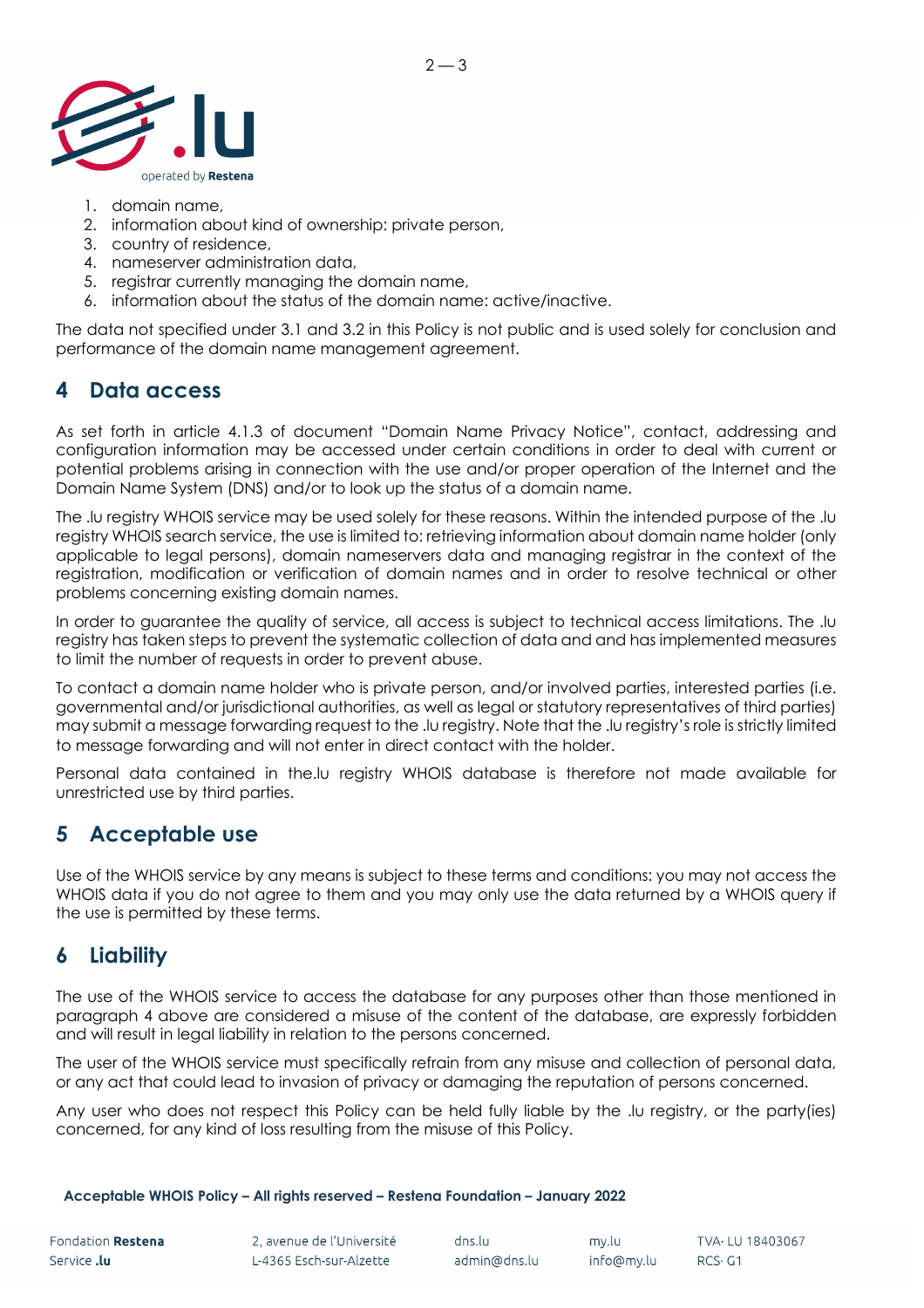1. domain name,
2. information about kind of ownership: private person,
3. country of residence,
4. nameserver administration data,
5. registrar currently managing the domain name,
6. information about the status of the domain name: active/inactive.

The data not specified under 3.1 and 3.2 in this Policy is not public and is used solely for conclusion and performance of the domain name management agreement.

## 4 Data access

As set forth in article 4.1.3 of document "Domain Name Privacy Notice", contact, addressing and configuration information may be accessed under certain conditions in order to deal with current or potential problems arising in connection with the use and/or proper operation of the Internet and the Domain Name System (DNS) and/or to look up the status of a domain name.

The .lu registry WHOIS service may be used solely for these reasons. Within the intended purpose of the .lu registry WHOIS search service, the use is limited to: retrieving information about domain name holder (only applicable to legal persons), domain nameservers data and managing registrar in the context of the registration, modification or verification of domain names and in order to resolve technical or other problems concerning existing domain names.

In order to guarantee the quality of service, all access is subject to technical access limitations. The .lu registry has taken steps to prevent the systematic collection of data and and has implemented measures to limit the number of requests in order to prevent abuse.

To contact a domain name holder who is private person, and/or involved parties, interested parties (i.e. governmental and/or jurisdictional authorities, as well as legal or statutory representatives of third parties) may submit a message forwarding request to the .lu registry. Note that the .lu registry's role is strictly limited to message forwarding and will not enter in direct contact with the holder.

Personal data contained in the.lu registry WHOIS database is therefore not made available for unrestricted use by third parties.

## 5 Acceptable use

Use of the WHOIS service by any means is subject to these terms and conditions: you may not access the WHOIS data if you do not agree to them and you may only use the data returned by a WHOIS query if the use is permitted by these terms.

## 6 Liability

The use of the WHOIS service to access the database for any purposes other than those mentioned in paragraph 4 above are considered a misuse of the content of the database, are expressly forbidden and will result in legal liability in relation to the persons concerned.

The user of the WHOIS service must specifically refrain from any misuse and collection of personal data, or any act that could lead to invasion of privacy or damaging the reputation of persons concerned.

Any user who does not respect this Policy can be held fully liable by the .lu registry, or the party(ies) concerned, for any kind of loss resulting from the misuse of this Policy.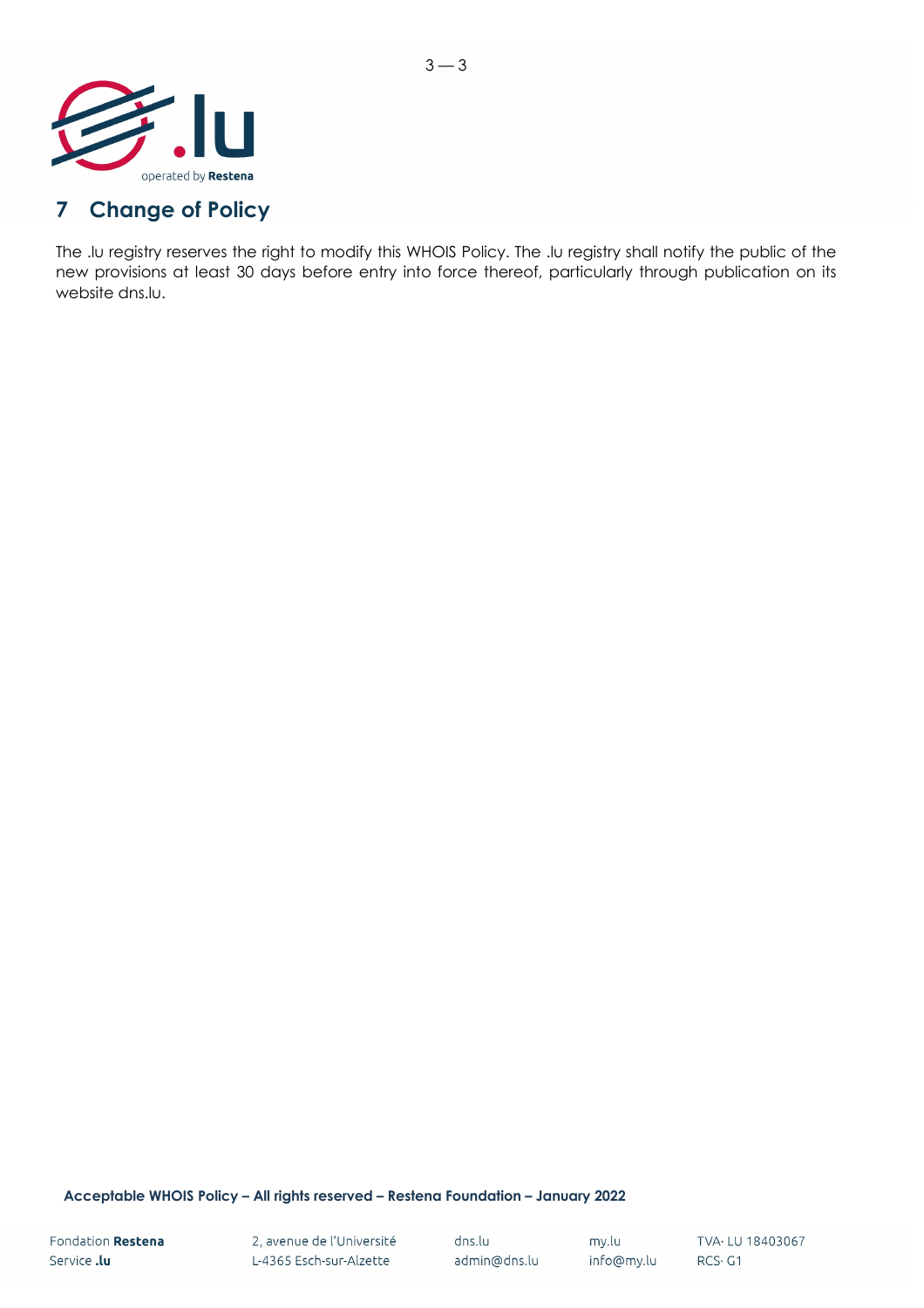## 7 Change of Policy

The .lu registry reserves the right to modify this WHOIS Policy. The .lu registry shall notify the public of the new provisions at least 30 days before entry into force thereof, particularly through publication on its website dns.lu.